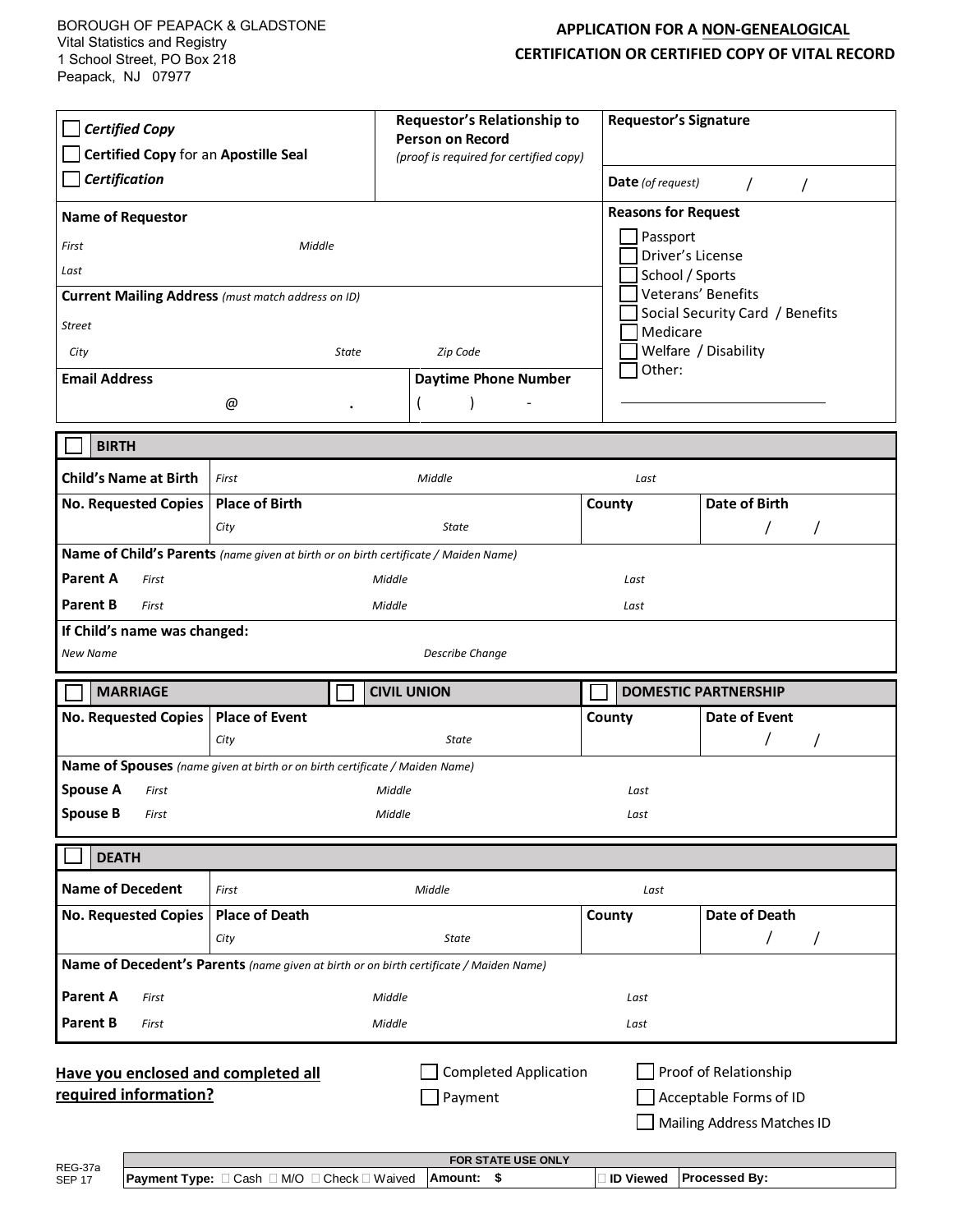BOROUGH OF PEAPACK & GLADSTONE
Vital Statistics and Registry
1 School Street, PO Box 218
Peapack, NJ 07977

# APPLICATION FOR A NON-GENEALOGICAL CERTIFICATION OR CERTIFIED COPY OF VITAL RECORD

| ☐ ***Certified Copy*** <br> ☐ **Certified Copy** for an **Apostille Seal** <br> ☐ ***Certification*** | **Requestor's Relationship to Person on Record** *(proof is required for certified copy)* | **Requestor's Signature** |
|---|---|---|
| | | **Date** *(of request)* / / |

| **Name of Requestor** | | **Reasons for Request** |
|---|---|---|
| *First* *Middle* | | ☐ Passport <br> ☐ Driver's License <br> ☐ School / Sports <br> ☐ Veterans' Benefits <br> ☐ Social Security Card / Benefits <br> ☐ Medicare <br> ☐ Welfare / Disability <br> ☐ Other: ______________ |
| *Last* | | |
| **Current Mailing Address** *(must match address on ID)* | | |
| *Street* | | |
| *City* *State* *Zip Code* | | |
| **Email Address** @ . | **Daytime Phone Number** ( ) - | |

| ☐ **BIRTH** | | | |
|---|---|---|---|
| **Child's Name at Birth** | *First* *Middle* *Last* | | |
| **No. Requested Copies** | **Place of Birth** *City* *State* | **County** | **Date of Birth** / / |
| **Name of Child's Parents** *(name given at birth or on birth certificate / Maiden Name)* | | | |
| **Parent A** *First* *Middle* *Last* | | | |
| **Parent B** *First* *Middle* *Last* | | | |
| **If Child's name was changed:** | | | |
| *New Name* *Describe Change* | | | |

| ☐ **MARRIAGE** | ☐ **CIVIL UNION** | ☐ **DOMESTIC PARTNERSHIP** | |
|---|---|---|---|
| **No. Requested Copies** | **Place of Event** *City* *State* | **County** | **Date of Event** / / |
| **Name of Spouses** *(name given at birth or on birth certificate / Maiden Name)* | | | |
| **Spouse A** *First* *Middle* *Last* | | | |
| **Spouse B** *First* *Middle* *Last* | | | |

| ☐ **DEATH** | | | |
|---|---|---|---|
| **Name of Decedent** | *First* *Middle* *Last* | | |
| **No. Requested Copies** | **Place of Death** *City* *State* | **County** | **Date of Death** / / |
| **Name of Decedent's Parents** *(name given at birth or on birth certificate / Maiden Name)* | | | |
| **Parent A** *First* *Middle* *Last* | | | |
| **Parent B** *First* *Middle* *Last* | | | |

**Have you enclosed and completed all required information?**

☐ Completed Application ☐ Proof of Relationship
☐ Payment ☐ Acceptable Forms of ID
☐ Mailing Address Matches ID

| **FOR STATE USE ONLY** | | | |
|---|---|---|---|
| **Payment Type:** ☐ Cash ☐ M/O ☐ Check ☐ Waived | **Amount: $** | ☐ **ID Viewed** | **Processed By:** |

REG-37a
SEP 17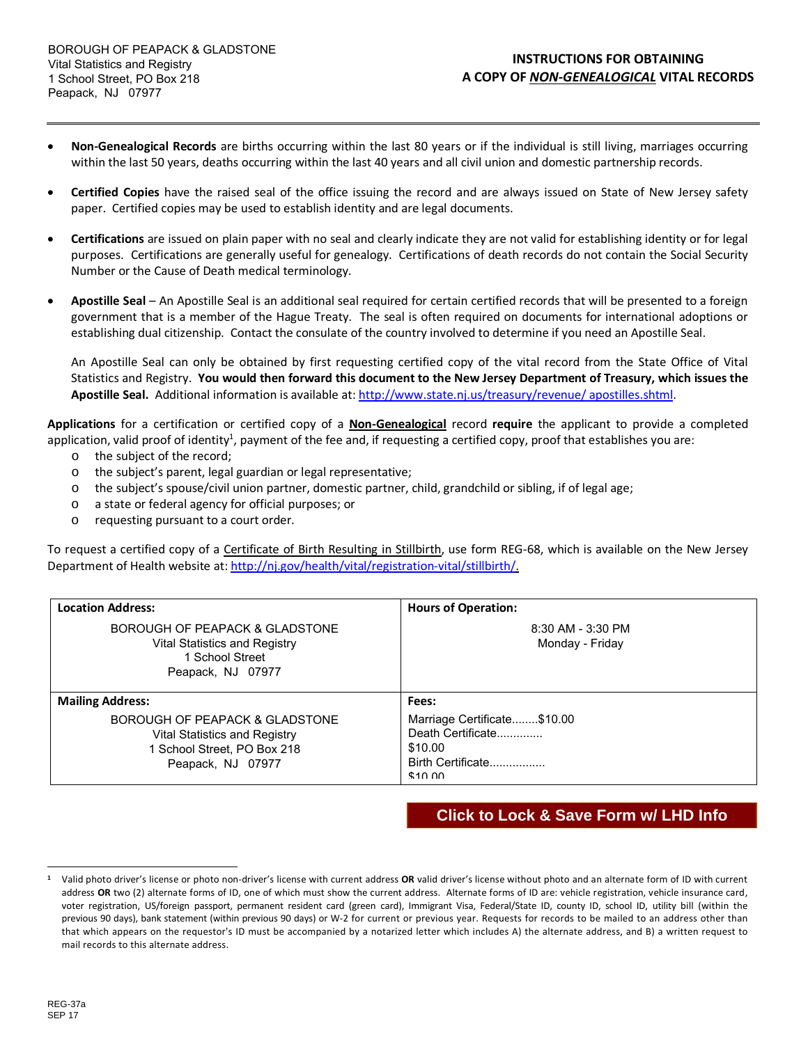BOROUGH OF PEAPACK & GLADSTONE
Vital Statistics and Registry
1 School Street, PO Box 218
Peapack, NJ 07977

# INSTRUCTIONS FOR OBTAINING A COPY OF ***NON-GENEALOGICAL*** VITAL RECORDS

- **Non-Genealogical Records** are births occurring within the last 80 years or if the individual is still living, marriages occurring within the last 50 years, deaths occurring within the last 40 years and all civil union and domestic partnership records.

- **Certified Copies** have the raised seal of the office issuing the record and are always issued on State of New Jersey safety paper. Certified copies may be used to establish identity and are legal documents.

- **Certifications** are issued on plain paper with no seal and clearly indicate they are not valid for establishing identity or for legal purposes. Certifications are generally useful for genealogy. Certifications of death records do not contain the Social Security Number or the Cause of Death medical terminology.

- **Apostille Seal** – An Apostille Seal is an additional seal required for certain certified records that will be presented to a foreign government that is a member of the Hague Treaty. The seal is often required on documents for international adoptions or establishing dual citizenship. Contact the consulate of the country involved to determine if you need an Apostille Seal.

  An Apostille Seal can only be obtained by first requesting certified copy of the vital record from the State Office of Vital Statistics and Registry. **You would then forward this document to the New Jersey Department of Treasury, which issues the Apostille Seal.** Additional information is available at: http://www.state.nj.us/treasury/revenue/ apostilles.shtml.

**Applications** for a certification or certified copy of a **Non-Genealogical** record **require** the applicant to provide a completed application, valid proof of identity[1], payment of the fee and, if requesting a certified copy, proof that establishes you are:

- the subject of the record;
- the subject's parent, legal guardian or legal representative;
- the subject's spouse/civil union partner, domestic partner, child, grandchild or sibling, if of legal age;
- a state or federal agency for official purposes; or
- requesting pursuant to a court order.

To request a certified copy of a Certificate of Birth Resulting in Stillbirth, use form REG-68, which is available on the New Jersey Department of Health website at: http://nj.gov/health/vital/registration-vital/stillbirth/.

| | |
|---|---|
| **Location Address:**<br>BOROUGH OF PEAPACK & GLADSTONE<br>Vital Statistics and Registry<br>1 School Street<br>Peapack, NJ 07977 | **Hours of Operation:**<br>8:30 AM - 3:30 PM<br>Monday - Friday |
| **Mailing Address:**<br>BOROUGH OF PEAPACK & GLADSTONE<br>Vital Statistics and Registry<br>1 School Street, PO Box 218<br>Peapack, NJ 07977 | **Fees:**<br>Marriage Certificate........$10.00<br>Death Certificate.............. $10.00<br>Birth Certificate................. $10.00 |

Click to Lock & Save Form w/ LHD Info

[1] Valid photo driver's license or photo non-driver's license with current address **OR** valid driver's license without photo and an alternate form of ID with current address **OR** two (2) alternate forms of ID, one of which must show the current address. Alternate forms of ID are: vehicle registration, vehicle insurance card, voter registration, US/foreign passport, permanent resident card (green card), Immigrant Visa, Federal/State ID, county ID, school ID, utility bill (within the previous 90 days), bank statement (within previous 90 days) or W-2 for current or previous year. Requests for records to be mailed to an address other than that which appears on the requestor's ID must be accompanied by a notarized letter which includes A) the alternate address, and B) a written request to mail records to this alternate address.

REG-37a
SEP 17